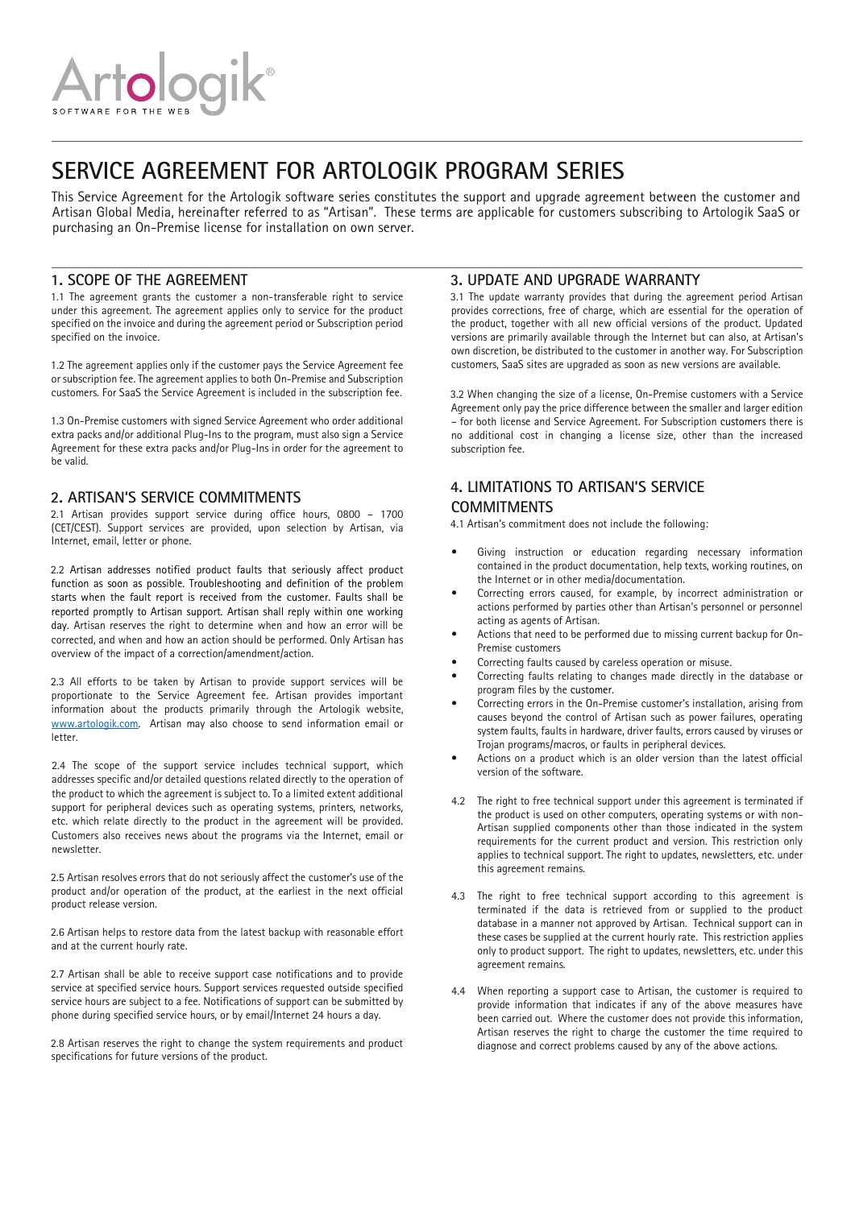# SERVICE AGREEMENT FOR ARTOLOGIK PROGRAM SERIES

This Service Agreement for the Artologik software series constitutes the support and upgrade agreement between the customer and Artisan Global Media, hereinafter referred to as "Artisan". These terms are applicable for customers subscribing to Artologik SaaS or purchasing an On-Premise license for installation on own server.

## 1. SCOPE OF THE AGREEMENT

1.1 The agreement grants the customer a non-transferable right to service under this agreement. The agreement applies only to service for the product specified on the invoice and during the agreement period or Subscription period specified on the invoice.

1.2 The agreement applies only if the customer pays the Service Agreement fee or subscription fee. The agreement applies to both On-Premise and Subscription customers. For SaaS the Service Agreement is included in the subscription fee.

1.3 On-Premise customers with signed Service Agreement who order additional extra packs and/or additional Plug-Ins to the program, must also sign a Service Agreement for these extra packs and/or Plug-Ins in order for the agreement to be valid.

## 2. ARTISAN'S SERVICE COMMITMENTS

2.1 Artisan provides support service during office hours, 0800 – 1700 (CET/CEST). Support services are provided, upon selection by Artisan, via Internet, email, letter or phone.

2.2 Artisan addresses notified product faults that seriously affect product function as soon as possible. Troubleshooting and definition of the problem starts when the fault report is received from the customer. Faults shall be reported promptly to Artisan support. Artisan shall reply within one working day. Artisan reserves the right to determine when and how an error will be corrected, and when and how an action should be performed. Only Artisan has overview of the impact of a correction/amendment/action.

2.3 All efforts to be taken by Artisan to provide support services will be proportionate to the Service Agreement fee. Artisan provides important information about the products primarily through the Artologik website, www.artologik.com. Artisan may also choose to send information email or letter.

2.4 The scope of the support service includes technical support, which addresses specific and/or detailed questions related directly to the operation of the product to which the agreement is subject to. To a limited extent additional support for peripheral devices such as operating systems, printers, networks, etc. which relate directly to the product in the agreement will be provided. Customers also receives news about the programs via the Internet, email or newsletter.

2.5 Artisan resolves errors that do not seriously affect the customer's use of the product and/or operation of the product, at the earliest in the next official product release version.

2.6 Artisan helps to restore data from the latest backup with reasonable effort and at the current hourly rate.

2.7 Artisan shall be able to receive support case notifications and to provide service at specified service hours. Support services requested outside specified service hours are subject to a fee. Notifications of support can be submitted by phone during specified service hours, or by email/Internet 24 hours a day.

2.8 Artisan reserves the right to change the system requirements and product specifications for future versions of the product.

## 3. UPDATE AND UPGRADE WARRANTY

3.1 The update warranty provides that during the agreement period Artisan provides corrections, free of charge, which are essential for the operation of the product, together with all new official versions of the product. Updated versions are primarily available through the Internet but can also, at Artisan's own discretion, be distributed to the customer in another way. For Subscription customers, SaaS sites are upgraded as soon as new versions are available.

3.2 When changing the size of a license, On-Premise customers with a Service Agreement only pay the price difference between the smaller and larger edition – for both license and Service Agreement. For Subscription customers there is no additional cost in changing a license size, other than the increased subscription fee.

## 4. LIMITATIONS TO ARTISAN'S SERVICE COMMITMENTS

4.1 Artisan's commitment does not include the following:

- Giving instruction or education regarding necessary information contained in the product documentation, help texts, working routines, on the Internet or in other media/documentation.
- Correcting errors caused, for example, by incorrect administration or actions performed by parties other than Artisan's personnel or personnel acting as agents of Artisan.
- Actions that need to be performed due to missing current backup for On-Premise customers
- Correcting faults caused by careless operation or misuse.
- Correcting faults relating to changes made directly in the database or program files by the customer.
- Correcting errors in the On-Premise customer's installation, arising from causes beyond the control of Artisan such as power failures, operating system faults, faults in hardware, driver faults, errors caused by viruses or Trojan programs/macros, or faults in peripheral devices.
- Actions on a product which is an older version than the latest official version of the software.

4.2 The right to free technical support under this agreement is terminated if the product is used on other computers, operating systems or with non-Artisan supplied components other than those indicated in the system requirements for the current product and version. This restriction only applies to technical support. The right to updates, newsletters, etc. under this agreement remains.

4.3 The right to free technical support according to this agreement is terminated if the data is retrieved from or supplied to the product database in a manner not approved by Artisan. Technical support can in these cases be supplied at the current hourly rate. This restriction applies only to product support. The right to updates, newsletters, etc. under this agreement remains.

4.4 When reporting a support case to Artisan, the customer is required to provide information that indicates if any of the above measures have been carried out. Where the customer does not provide this information, Artisan reserves the right to charge the customer the time required to diagnose and correct problems caused by any of the above actions.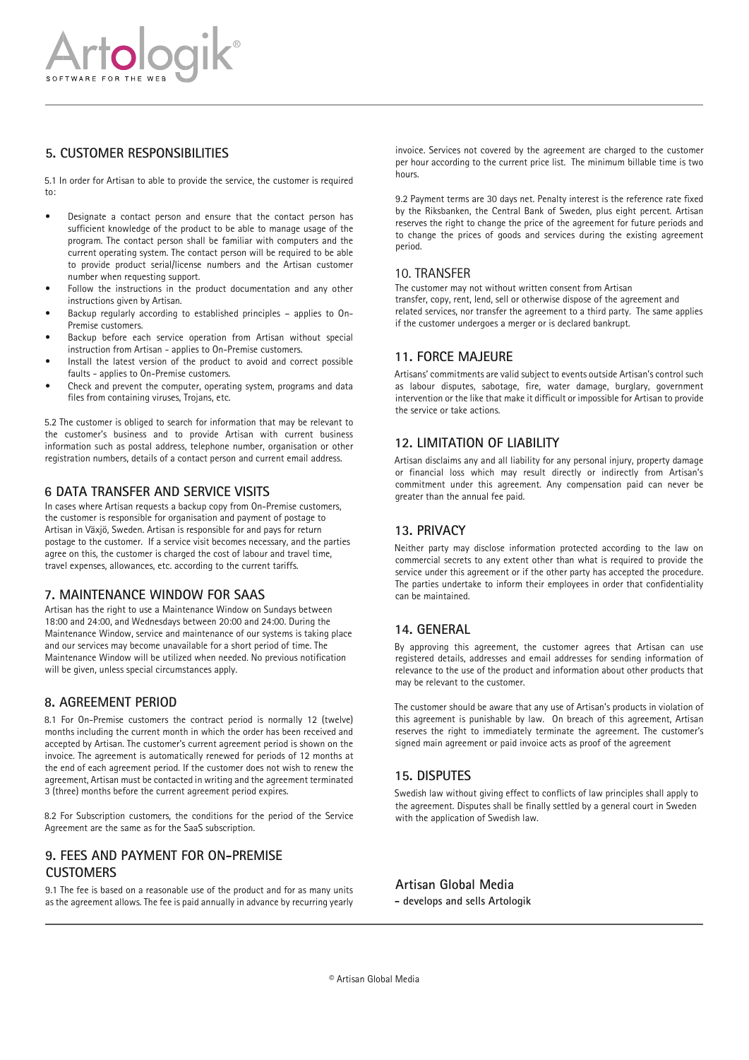## 5. CUSTOMER RESPONSIBILITIES

5.1 In order for Artisan to able to provide the service, the customer is required to:

- Designate a contact person and ensure that the contact person has sufficient knowledge of the product to be able to manage usage of the program. The contact person shall be familiar with computers and the current operating system. The contact person will be required to be able to provide product serial/license numbers and the Artisan customer number when requesting support.
- Follow the instructions in the product documentation and any other instructions given by Artisan.
- Backup regularly according to established principles – applies to On-Premise customers.
- Backup before each service operation from Artisan without special instruction from Artisan - applies to On-Premise customers.
- Install the latest version of the product to avoid and correct possible faults - applies to On-Premise customers.
- Check and prevent the computer, operating system, programs and data files from containing viruses, Trojans, etc.

5.2 The customer is obliged to search for information that may be relevant to the customer's business and to provide Artisan with current business information such as postal address, telephone number, organisation or other registration numbers, details of a contact person and current email address.

## 6 DATA TRANSFER AND SERVICE VISITS

In cases where Artisan requests a backup copy from On-Premise customers, the customer is responsible for organisation and payment of postage to Artisan in Växjö, Sweden. Artisan is responsible for and pays for return postage to the customer. If a service visit becomes necessary, and the parties agree on this, the customer is charged the cost of labour and travel time, travel expenses, allowances, etc. according to the current tariffs.

## 7. MAINTENANCE WINDOW FOR SAAS

Artisan has the right to use a Maintenance Window on Sundays between 18:00 and 24:00, and Wednesdays between 20:00 and 24:00. During the Maintenance Window, service and maintenance of our systems is taking place and our services may become unavailable for a short period of time. The Maintenance Window will be utilized when needed. No previous notification will be given, unless special circumstances apply.

## 8. AGREEMENT PERIOD

8.1 For On-Premise customers the contract period is normally 12 (twelve) months including the current month in which the order has been received and accepted by Artisan. The customer's current agreement period is shown on the invoice. The agreement is automatically renewed for periods of 12 months at the end of each agreement period. If the customer does not wish to renew the agreement, Artisan must be contacted in writing and the agreement terminated 3 (three) months before the current agreement period expires.

8.2 For Subscription customers, the conditions for the period of the Service Agreement are the same as for the SaaS subscription.

## 9. FEES AND PAYMENT FOR ON-PREMISE CUSTOMERS

9.1 The fee is based on a reasonable use of the product and for as many units as the agreement allows. The fee is paid annually in advance by recurring yearly invoice. Services not covered by the agreement are charged to the customer per hour according to the current price list. The minimum billable time is two hours.

9.2 Payment terms are 30 days net. Penalty interest is the reference rate fixed by the Riksbanken, the Central Bank of Sweden, plus eight percent. Artisan reserves the right to change the price of the agreement for future periods and to change the prices of goods and services during the existing agreement period.

## 10. TRANSFER

The customer may not without written consent from Artisan transfer, copy, rent, lend, sell or otherwise dispose of the agreement and related services, nor transfer the agreement to a third party. The same applies if the customer undergoes a merger or is declared bankrupt.

## 11. FORCE MAJEURE

Artisans' commitments are valid subject to events outside Artisan's control such as labour disputes, sabotage, fire, water damage, burglary, government intervention or the like that make it difficult or impossible for Artisan to provide the service or take actions.

## 12. LIMITATION OF LIABILITY

Artisan disclaims any and all liability for any personal injury, property damage or financial loss which may result directly or indirectly from Artisan's commitment under this agreement. Any compensation paid can never be greater than the annual fee paid.

## 13. PRIVACY

Neither party may disclose information protected according to the law on commercial secrets to any extent other than what is required to provide the service under this agreement or if the other party has accepted the procedure. The parties undertake to inform their employees in order that confidentiality can be maintained.

## 14. GENERAL

By approving this agreement, the customer agrees that Artisan can use registered details, addresses and email addresses for sending information of relevance to the use of the product and information about other products that may be relevant to the customer.

The customer should be aware that any use of Artisan's products in violation of this agreement is punishable by law. On breach of this agreement, Artisan reserves the right to immediately terminate the agreement. The customer's signed main agreement or paid invoice acts as proof of the agreement

## 15. DISPUTES

Swedish law without giving effect to conflicts of law principles shall apply to the agreement. Disputes shall be finally settled by a general court in Sweden with the application of Swedish law.

**Artisan Global Media**
**– develops and sells Artologik**